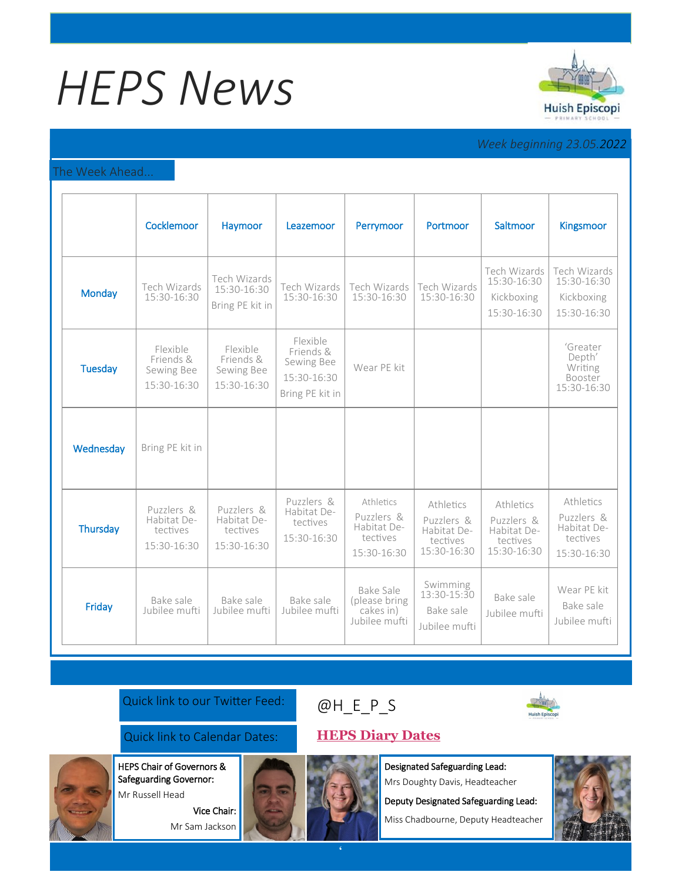# HEPS News

*Week beginning 23.05.2022*

## The Week Ahead...

| | Cocklemoor | Haymoor | Leazemoor | Perrymoor | Portmoor | Saltmoor | Kingsmoor |
|---|---|---|---|---|---|---|---|
| Monday | Tech Wizards 15:30-16:30 | Tech Wizards 15:30-16:30 Bring PE kit in | Tech Wizards 15:30-16:30 | Tech Wizards 15:30-16:30 | Tech Wizards 15:30-16:30 | Tech Wizards 15:30-16:30 Kickboxing 15:30-16:30 | Tech Wizards 15:30-16:30 Kickboxing 15:30-16:30 |
| Tuesday | Flexible Friends & Sewing Bee 15:30-16:30 | Flexible Friends & Sewing Bee 15:30-16:30 | Flexible Friends & Sewing Bee 15:30-16:30 Bring PE kit in | Wear PE kit | | | 'Greater Depth' Writing Booster 15:30-16:30 |
| Wednesday | Bring PE kit in | | | | | | |
| Thursday | Puzzlers & Habitat Detectives 15:30-16:30 | Puzzlers & Habitat Detectives 15:30-16:30 | Puzzlers & Habitat Detectives 15:30-16:30 | Athletics Puzzlers & Habitat Detectives 15:30-16:30 | Athletics Puzzlers & Habitat Detectives 15:30-16:30 | Athletics Puzzlers & Habitat Detectives 15:30-16:30 | Athletics Puzzlers & Habitat Detectives 15:30-16:30 |
| Friday | Bake sale Jubilee mufti | Bake sale Jubilee mufti | Bake sale Jubilee mufti | Bake Sale (please bring cakes in) Jubilee mufti | Swimming 13:30-15:30 Bake sale Jubilee mufti | Bake sale Jubilee mufti | Wear PE kit Bake sale Jubilee mufti |

Quick link to our Twitter Feed: @H_E_P_S

Quick link to Calendar Dates: **HEPS Diary Dates**

**HEPS Chair of Governors & Safeguarding Governor:**
Mr Russell Head

**Vice Chair:**
Mr Sam Jackson

**Designated Safeguarding Lead:**
Mrs Doughty Davis, Headteacher

**Deputy Designated Safeguarding Lead:**
Miss Chadbourne, Deputy Headteacher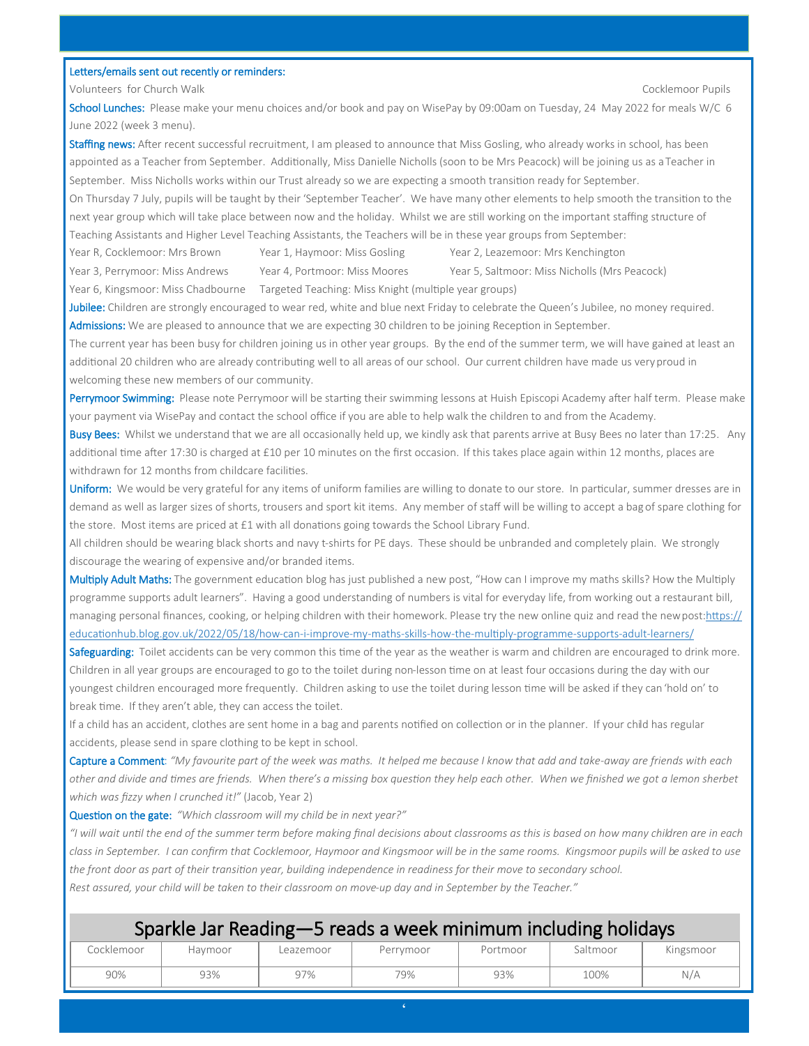**Letters/emails sent out recently or reminders:**

Volunteers for Church Walk — Cocklemoor Pupils

**School Lunches:** Please make your menu choices and/or book and pay on WisePay by 09:00am on Tuesday, 24 May 2022 for meals W/C 6 June 2022 (week 3 menu).

**Staffing news:** After recent successful recruitment, I am pleased to announce that Miss Gosling, who already works in school, has been appointed as a Teacher from September. Additionally, Miss Danielle Nicholls (soon to be Mrs Peacock) will be joining us as a Teacher in September. Miss Nicholls works within our Trust already so we are expecting a smooth transition ready for September.

On Thursday 7 July, pupils will be taught by their 'September Teacher'. We have many other elements to help smooth the transition to the next year group which will take place between now and the holiday. Whilst we are still working on the important staffing structure of Teaching Assistants and Higher Level Teaching Assistants, the Teachers will be in these year groups from September:

Year R, Cocklemoor: Mrs Brown
Year 1, Haymoor: Miss Gosling
Year 2, Leazemoor: Mrs Kenchington
Year 3, Perrymoor: Miss Andrews
Year 4, Portmoor: Miss Moores
Year 5, Saltmoor: Miss Nicholls (Mrs Peacock)
Year 6, Kingsmoor: Miss Chadbourne
Targeted Teaching: Miss Knight (multiple year groups)

**Jubilee:** Children are strongly encouraged to wear red, white and blue next Friday to celebrate the Queen's Jubilee, no money required.

**Admissions:** We are pleased to announce that we are expecting 30 children to be joining Reception in September.

The current year has been busy for children joining us in other year groups. By the end of the summer term, we will have gained at least an additional 20 children who are already contributing well to all areas of our school. Our current children have made us very proud in welcoming these new members of our community.

**Perrymoor Swimming:** Please note Perrymoor will be starting their swimming lessons at Huish Episcopi Academy after half term. Please make your payment via WisePay and contact the school office if you are able to help walk the children to and from the Academy.

**Busy Bees:** Whilst we understand that we are all occasionally held up, we kindly ask that parents arrive at Busy Bees no later than 17:25. Any additional time after 17:30 is charged at £10 per 10 minutes on the first occasion. If this takes place again within 12 months, places are withdrawn for 12 months from childcare facilities.

**Uniform:** We would be very grateful for any items of uniform families are willing to donate to our store. In particular, summer dresses are in demand as well as larger sizes of shorts, trousers and sport kit items. Any member of staff will be willing to accept a bag of spare clothing for the store. Most items are priced at £1 with all donations going towards the School Library Fund.

All children should be wearing black shorts and navy t-shirts for PE days. These should be unbranded and completely plain. We strongly discourage the wearing of expensive and/or branded items.

**Multiply Adult Maths:** The government education blog has just published a new post, "How can I improve my maths skills? How the Multiply programme supports adult learners". Having a good understanding of numbers is vital for everyday life, from working out a restaurant bill, managing personal finances, cooking, or helping children with their homework. Please try the new online quiz and read the new post: https://educationhub.blog.gov.uk/2022/05/18/how-can-i-improve-my-maths-skills-how-the-multiply-programme-supports-adult-learners/

**Safeguarding:** Toilet accidents can be very common this time of the year as the weather is warm and children are encouraged to drink more. Children in all year groups are encouraged to go to the toilet during non-lesson time on at least four occasions during the day with our youngest children encouraged more frequently. Children asking to use the toilet during lesson time will be asked if they can 'hold on' to break time. If they aren't able, they can access the toilet.

If a child has an accident, clothes are sent home in a bag and parents notified on collection or in the planner. If your child has regular accidents, please send in spare clothing to be kept in school.

**Capture a Comment**: *"My favourite part of the week was maths. It helped me because I know that add and take-away are friends with each other and divide and times are friends. When there's a missing box question they help each other. When we finished we got a lemon sherbet which was fizzy when I crunched it!"* (Jacob, Year 2)

**Question on the gate:** *"Which classroom will my child be in next year?"*

*"I will wait until the end of the summer term before making final decisions about classrooms as this is based on how many children are in each class in September. I can confirm that Cocklemoor, Haymoor and Kingsmoor will be in the same rooms. Kingsmoor pupils will be asked to use the front door as part of their transition year, building independence in readiness for their move to secondary school.*
*Rest assured, your child will be taken to their classroom on move-up day and in September by the Teacher."*

## Sparkle Jar Reading—5 reads a week minimum including holidays

| Cocklemoor | Haymoor | Leazemoor | Perrymoor | Portmoor | Saltmoor | Kingsmoor |
|---|---|---|---|---|---|---|
| 90% | 93% | 97% | 79% | 93% | 100% | N/A |